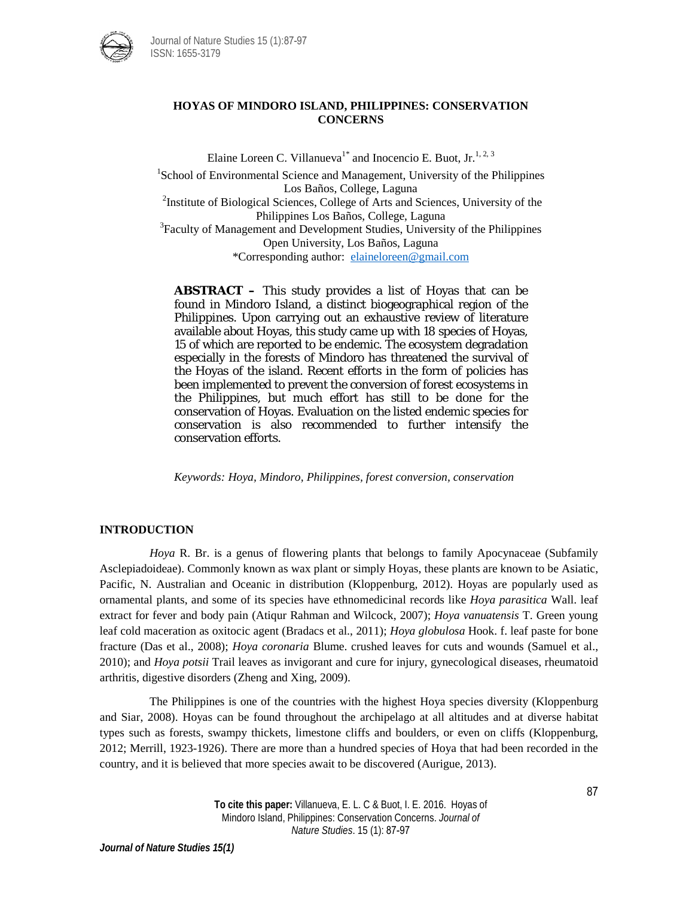# HOYAS OF MINDORO ISLAND, PHILIPPINES: CONSERVATION CONCERNS

Elaine Loreen C. Villanueva[1*] and Inocencio E. Buot, Jr.[1, 2, 3]

[1]School of Environmental Science and Management, University of the Philippines Los Baños, College, Laguna

[2]Institute of Biological Sciences, College of Arts and Sciences, University of the Philippines Los Baños, College, Laguna

[3]Faculty of Management and Development Studies, University of the Philippines Open University, Los Baños, Laguna

*Corresponding author: elaineloreen@gmail.com

**ABSTRACT –** This study provides a list of Hoyas that can be found in Mindoro Island, a distinct biogeographical region of the Philippines. Upon carrying out an exhaustive review of literature available about Hoyas, this study came up with 18 species of Hoyas, 15 of which are reported to be endemic. The ecosystem degradation especially in the forests of Mindoro has threatened the survival of the Hoyas of the island. Recent efforts in the form of policies has been implemented to prevent the conversion of forest ecosystems in the Philippines, but much effort has still to be done for the conservation of Hoyas. Evaluation on the listed endemic species for conservation is also recommended to further intensify the conservation efforts.

*Keywords: Hoya, Mindoro, Philippines, forest conversion, conservation*

## INTRODUCTION

*Hoya* R. Br. is a genus of flowering plants that belongs to family Apocynaceae (Subfamily Asclepiadoideae). Commonly known as wax plant or simply Hoyas, these plants are known to be Asiatic, Pacific, N. Australian and Oceanic in distribution (Kloppenburg, 2012). Hoyas are popularly used as ornamental plants, and some of its species have ethnomedicinal records like *Hoya parasitica* Wall. leaf extract for fever and body pain (Atiqur Rahman and Wilcock, 2007); *Hoya vanuatensis* T. Green young leaf cold maceration as oxitocic agent (Bradacs et al., 2011); *Hoya globulosa* Hook. f. leaf paste for bone fracture (Das et al., 2008); *Hoya coronaria* Blume. crushed leaves for cuts and wounds (Samuel et al., 2010); and *Hoya potsii* Trail leaves as invigorant and cure for injury, gynecological diseases, rheumatoid arthritis, digestive disorders (Zheng and Xing, 2009).

The Philippines is one of the countries with the highest Hoya species diversity (Kloppenburg and Siar, 2008). Hoyas can be found throughout the archipelago at all altitudes and at diverse habitat types such as forests, swampy thickets, limestone cliffs and boulders, or even on cliffs (Kloppenburg, 2012; Merrill, 1923-1926). There are more than a hundred species of Hoya that had been recorded in the country, and it is believed that more species await to be discovered (Aurigue, 2013).

**To cite this paper:** Villanueva, E. L. C & Buot, I. E. 2016. Hoyas of Mindoro Island, Philippines: Conservation Concerns. *Journal of Nature Studies*. 15 (1): 87-97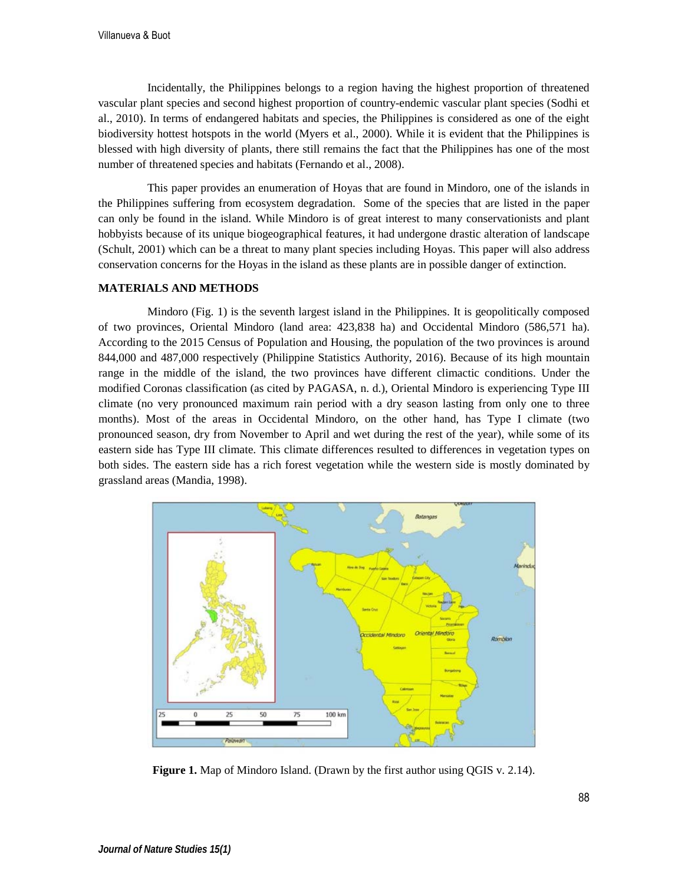Incidentally, the Philippines belongs to a region having the highest proportion of threatened vascular plant species and second highest proportion of country-endemic vascular plant species (Sodhi et al., 2010). In terms of endangered habitats and species, the Philippines is considered as one of the eight biodiversity hottest hotspots in the world (Myers et al., 2000). While it is evident that the Philippines is blessed with high diversity of plants, there still remains the fact that the Philippines has one of the most number of threatened species and habitats (Fernando et al., 2008).

This paper provides an enumeration of Hoyas that are found in Mindoro, one of the islands in the Philippines suffering from ecosystem degradation. Some of the species that are listed in the paper can only be found in the island. While Mindoro is of great interest to many conservationists and plant hobbyists because of its unique biogeographical features, it had undergone drastic alteration of landscape (Schult, 2001) which can be a threat to many plant species including Hoyas. This paper will also address conservation concerns for the Hoyas in the island as these plants are in possible danger of extinction.

## MATERIALS AND METHODS

Mindoro (Fig. 1) is the seventh largest island in the Philippines. It is geopolitically composed of two provinces, Oriental Mindoro (land area: 423,838 ha) and Occidental Mindoro (586,571 ha). According to the 2015 Census of Population and Housing, the population of the two provinces is around 844,000 and 487,000 respectively (Philippine Statistics Authority, 2016). Because of its high mountain range in the middle of the island, the two provinces have different climactic conditions. Under the modified Coronas classification (as cited by PAGASA, n. d.), Oriental Mindoro is experiencing Type III climate (no very pronounced maximum rain period with a dry season lasting from only one to three months). Most of the areas in Occidental Mindoro, on the other hand, has Type I climate (two pronounced season, dry from November to April and wet during the rest of the year), while some of its eastern side has Type III climate. This climate differences resulted to differences in vegetation types on both sides. The eastern side has a rich forest vegetation while the western side is mostly dominated by grassland areas (Mandia, 1998).

**Figure 1.** Map of Mindoro Island. (Drawn by the first author using QGIS v. 2.14).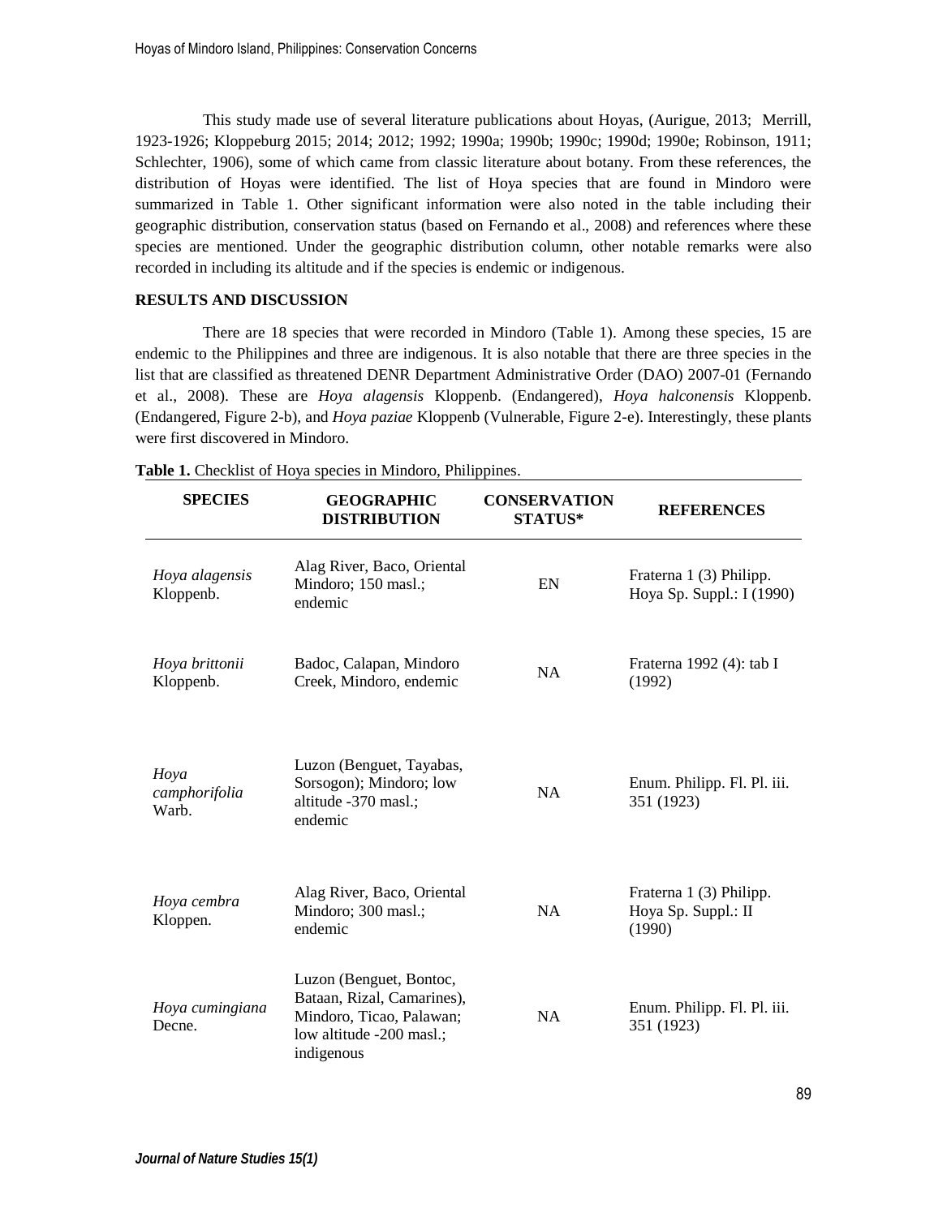This study made use of several literature publications about Hoyas, (Aurigue, 2013; Merrill, 1923-1926; Kloppeburg 2015; 2014; 2012; 1992; 1990a; 1990b; 1990c; 1990d; 1990e; Robinson, 1911; Schlechter, 1906), some of which came from classic literature about botany. From these references, the distribution of Hoyas were identified. The list of Hoya species that are found in Mindoro were summarized in Table 1. Other significant information were also noted in the table including their geographic distribution, conservation status (based on Fernando et al., 2008) and references where these species are mentioned. Under the geographic distribution column, other notable remarks were also recorded in including its altitude and if the species is endemic or indigenous.

**RESULTS AND DISCUSSION**

There are 18 species that were recorded in Mindoro (Table 1). Among these species, 15 are endemic to the Philippines and three are indigenous. It is also notable that there are three species in the list that are classified as threatened DENR Department Administrative Order (DAO) 2007-01 (Fernando et al., 2008). These are *Hoya alagensis* Kloppenb. (Endangered), *Hoya halconensis* Kloppenb. (Endangered, Figure 2-b), and *Hoya paziae* Kloppenb (Vulnerable, Figure 2-e). Interestingly, these plants were first discovered in Mindoro.

**Table 1.** Checklist of Hoya species in Mindoro, Philippines.

| SPECIES | GEOGRAPHIC DISTRIBUTION | CONSERVATION STATUS* | REFERENCES |
|---|---|---|---|
| *Hoya alagensis* Kloppenb. | Alag River, Baco, Oriental Mindoro; 150 masl.; endemic | EN | Fraterna 1 (3) Philipp. Hoya Sp. Suppl.: I (1990) |
| *Hoya brittonii* Kloppenb. | Badoc, Calapan, Mindoro Creek, Mindoro, endemic | NA | Fraterna 1992 (4): tab I (1992) |
| *Hoya camphorifolia* Warb. | Luzon (Benguet, Tayabas, Sorsogon); Mindoro; low altitude -370 masl.; endemic | NA | Enum. Philipp. Fl. Pl. iii. 351 (1923) |
| *Hoya cembra* Kloppen. | Alag River, Baco, Oriental Mindoro; 300 masl.; endemic | NA | Fraterna 1 (3) Philipp. Hoya Sp. Suppl.: II (1990) |
| *Hoya cumingiana* Decne. | Luzon (Benguet, Bontoc, Bataan, Rizal, Camarines), Mindoro, Ticao, Palawan; low altitude -200 masl.; indigenous | NA | Enum. Philipp. Fl. Pl. iii. 351 (1923) |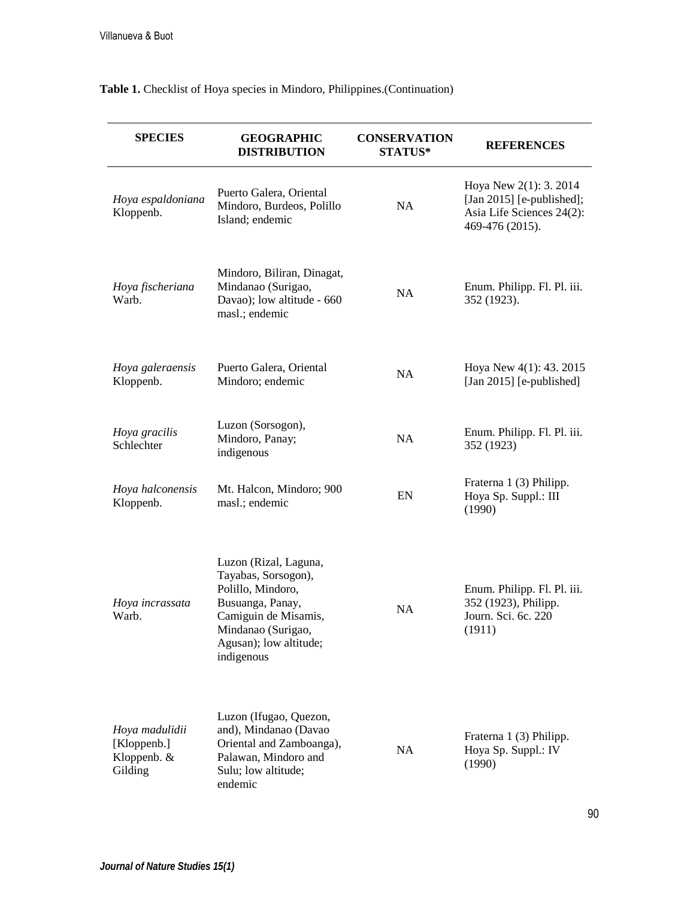**Table 1.** Checklist of Hoya species in Mindoro, Philippines.(Continuation)

| SPECIES | GEOGRAPHIC DISTRIBUTION | CONSERVATION STATUS* | REFERENCES |
|---|---|---|---|
| *Hoya espaldoniana* Kloppenb. | Puerto Galera, Oriental Mindoro, Burdeos, Polillo Island; endemic | NA | Hoya New 2(1): 3. 2014 [Jan 2015] [e-published]; Asia Life Sciences 24(2): 469-476 (2015). |
| *Hoya fischeriana* Warb. | Mindoro, Biliran, Dinagat, Mindanao (Surigao, Davao); low altitude - 660 masl.; endemic | NA | Enum. Philipp. Fl. Pl. iii. 352 (1923). |
| *Hoya galeraensis* Kloppenb. | Puerto Galera, Oriental Mindoro; endemic | NA | Hoya New 4(1): 43. 2015 [Jan 2015] [e-published] |
| *Hoya gracilis* Schlechter | Luzon (Sorsogon), Mindoro, Panay; indigenous | NA | Enum. Philipp. Fl. Pl. iii. 352 (1923) |
| *Hoya halconensis* Kloppenb. | Mt. Halcon, Mindoro; 900 masl.; endemic | EN | Fraterna 1 (3) Philipp. Hoya Sp. Suppl.: III (1990) |
| *Hoya incrassata* Warb. | Luzon (Rizal, Laguna, Tayabas, Sorsogon), Polillo, Mindoro, Busuanga, Panay, Camiguin de Misamis, Mindanao (Surigao, Agusan); low altitude; indigenous | NA | Enum. Philipp. Fl. Pl. iii. 352 (1923), Philipp. Journ. Sci. 6c. 220 (1911) |
| *Hoya madulidii* [Kloppenb.] Kloppenb. & Gilding | Luzon (Ifugao, Quezon, and), Mindanao (Davao Oriental and Zamboanga), Palawan, Mindoro and Sulu; low altitude; endemic | NA | Fraterna 1 (3) Philipp. Hoya Sp. Suppl.: IV (1990) |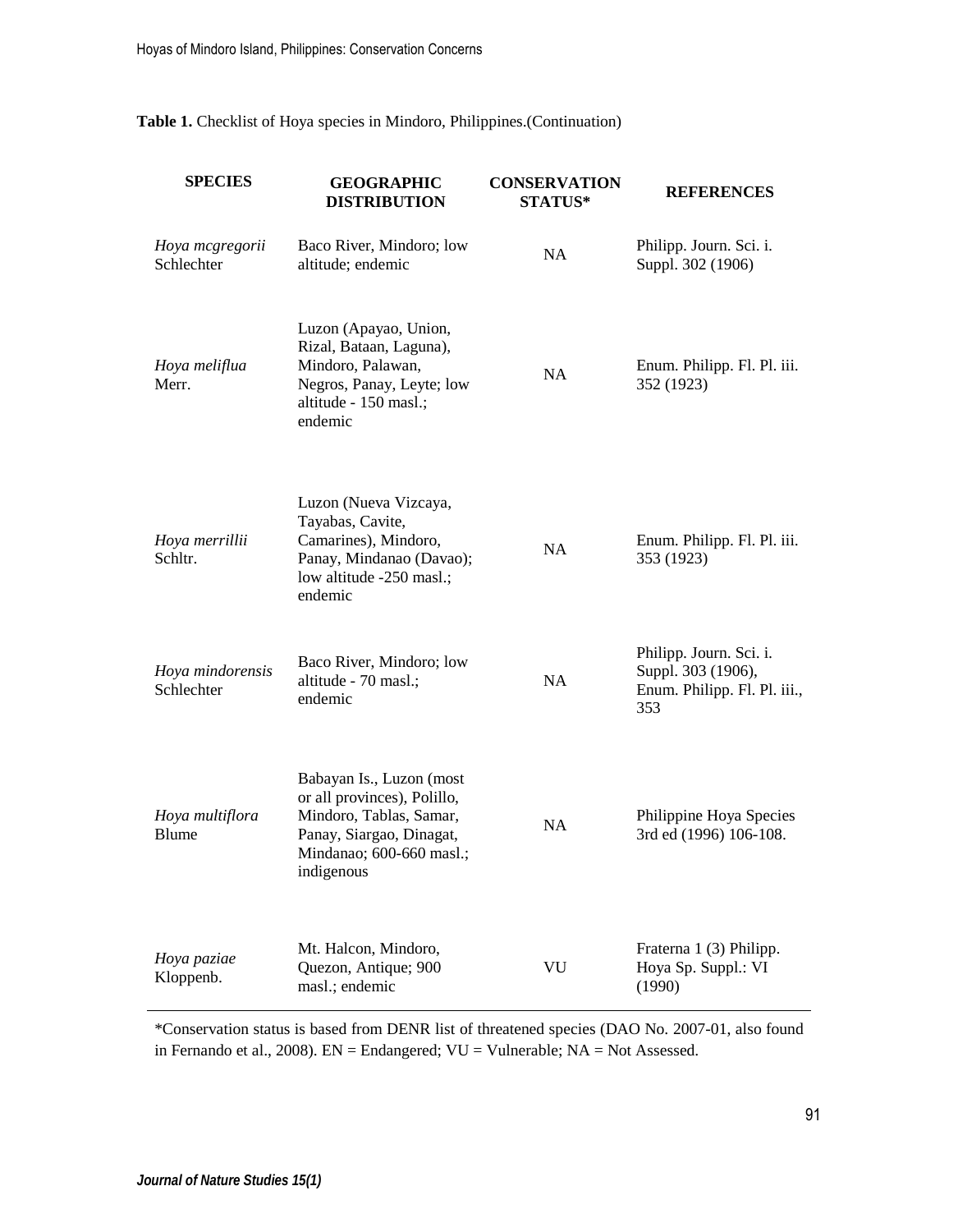**Table 1.** Checklist of Hoya species in Mindoro, Philippines.(Continuation)

| SPECIES | GEOGRAPHIC DISTRIBUTION | CONSERVATION STATUS* | REFERENCES |
|---|---|---|---|
| *Hoya mcgregorii* Schlechter | Baco River, Mindoro; low altitude; endemic | NA | Philipp. Journ. Sci. i. Suppl. 302 (1906) |
| *Hoya meliflua* Merr. | Luzon (Apayao, Union, Rizal, Bataan, Laguna), Mindoro, Palawan, Negros, Panay, Leyte; low altitude - 150 masl.; endemic | NA | Enum. Philipp. Fl. Pl. iii. 352 (1923) |
| *Hoya merrillii* Schltr. | Luzon (Nueva Vizcaya, Tayabas, Cavite, Camarines), Mindoro, Panay, Mindanao (Davao); low altitude -250 masl.; endemic | NA | Enum. Philipp. Fl. Pl. iii. 353 (1923) |
| *Hoya mindorensis* Schlechter | Baco River, Mindoro; low altitude - 70 masl.; endemic | NA | Philipp. Journ. Sci. i. Suppl. 303 (1906), Enum. Philipp. Fl. Pl. iii., 353 |
| *Hoya multiflora* Blume | Babayan Is., Luzon (most or all provinces), Polillo, Mindoro, Tablas, Samar, Panay, Siargao, Dinagat, Mindanao; 600-660 masl.; indigenous | NA | Philippine Hoya Species 3rd ed (1996) 106-108. |
| *Hoya paziae* Kloppenb. | Mt. Halcon, Mindoro, Quezon, Antique; 900 masl.; endemic | VU | Fraterna 1 (3) Philipp. Hoya Sp. Suppl.: VI (1990) |

*Conservation status is based from DENR list of threatened species (DAO No. 2007-01, also found in Fernando et al., 2008). EN = Endangered; VU = Vulnerable; NA = Not Assessed.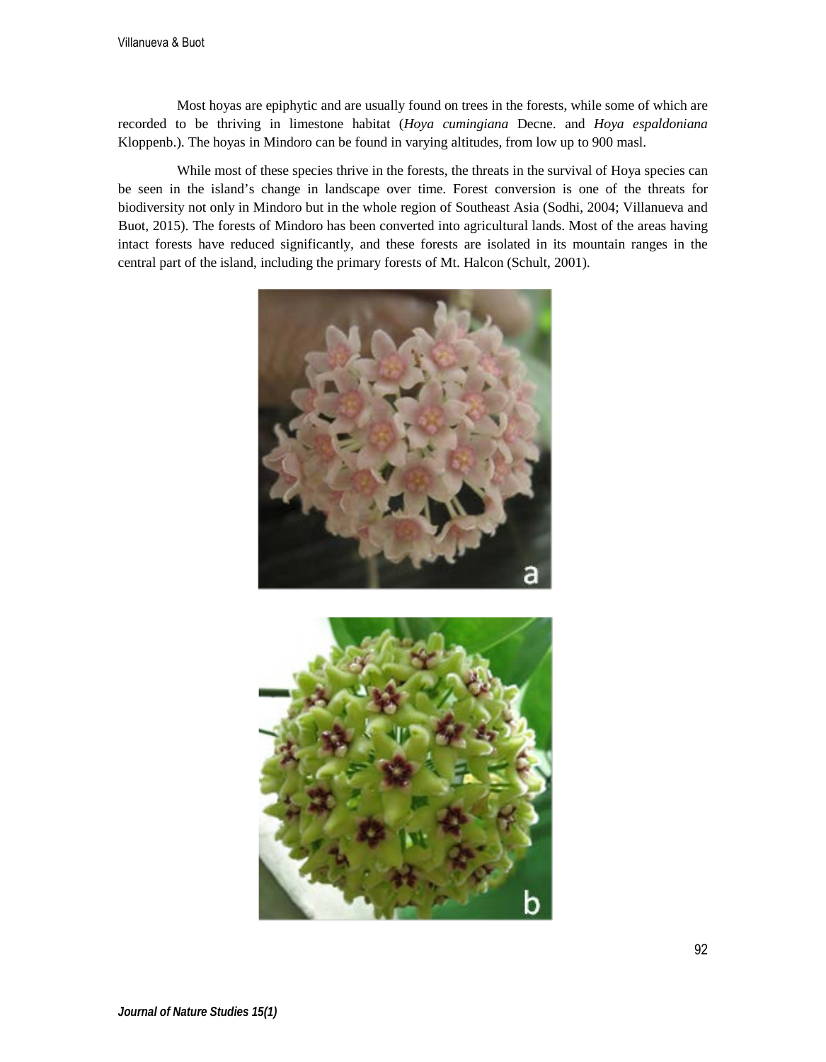Most hoyas are epiphytic and are usually found on trees in the forests, while some of which are recorded to be thriving in limestone habitat (*Hoya cumingiana* Decne. and *Hoya espaldoniana* Kloppenb.). The hoyas in Mindoro can be found in varying altitudes, from low up to 900 masl.

While most of these species thrive in the forests, the threats in the survival of Hoya species can be seen in the island's change in landscape over time. Forest conversion is one of the threats for biodiversity not only in Mindoro but in the whole region of Southeast Asia (Sodhi, 2004; Villanueva and Buot, 2015). The forests of Mindoro has been converted into agricultural lands. Most of the areas having intact forests have reduced significantly, and these forests are isolated in its mountain ranges in the central part of the island, including the primary forests of Mt. Halcon (Schult, 2001).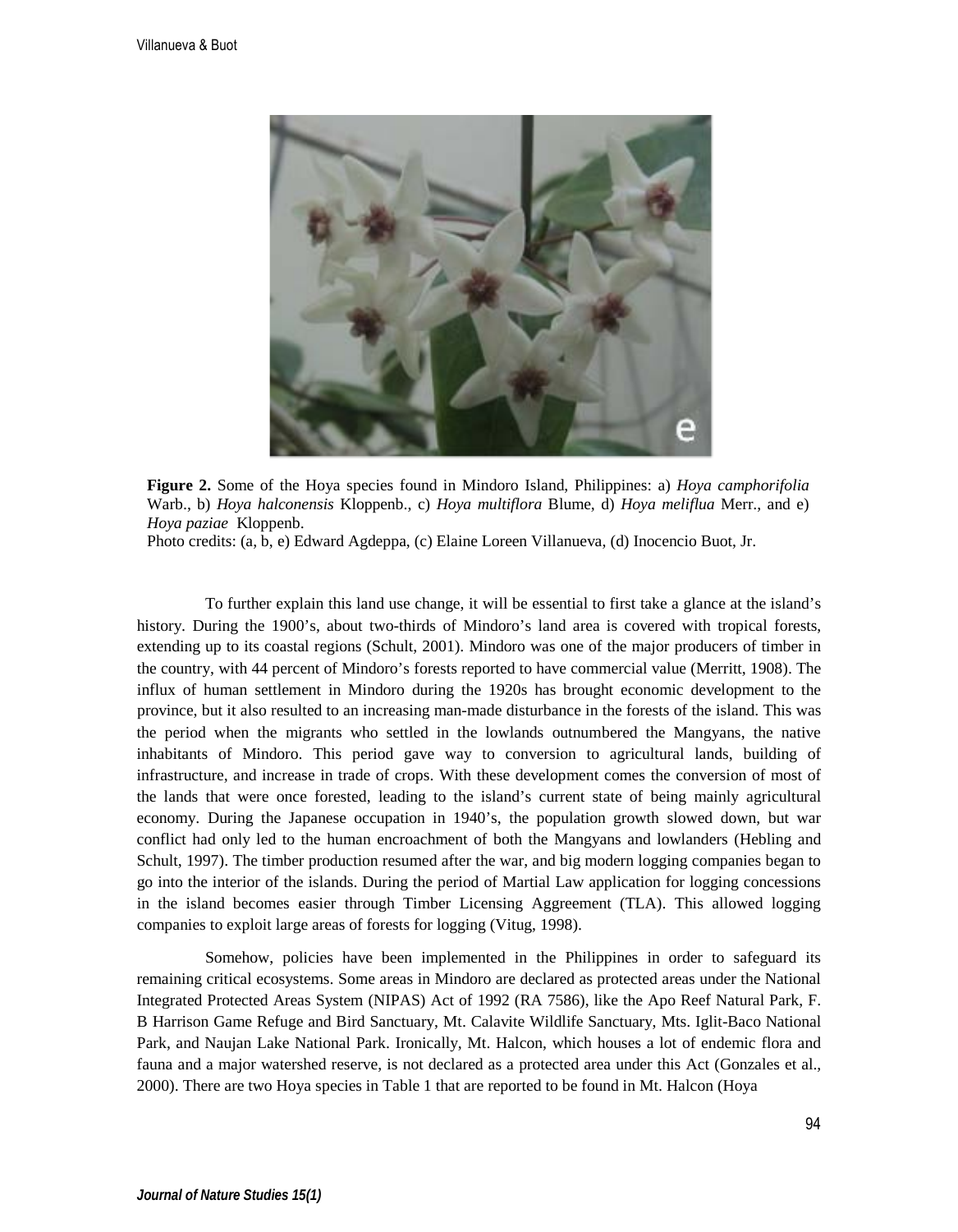**Figure 2.** Some of the Hoya species found in Mindoro Island, Philippines: a) *Hoya camphorifolia* Warb., b) *Hoya halconensis* Kloppenb., c) *Hoya multiflora* Blume, d) *Hoya meliflua* Merr., and e) *Hoya paziae* Kloppenb.
Photo credits: (a, b, e) Edward Agdeppa, (c) Elaine Loreen Villanueva, (d) Inocencio Buot, Jr.

To further explain this land use change, it will be essential to first take a glance at the island's history. During the 1900's, about two-thirds of Mindoro's land area is covered with tropical forests, extending up to its coastal regions (Schult, 2001). Mindoro was one of the major producers of timber in the country, with 44 percent of Mindoro's forests reported to have commercial value (Merritt, 1908). The influx of human settlement in Mindoro during the 1920s has brought economic development to the province, but it also resulted to an increasing man-made disturbance in the forests of the island. This was the period when the migrants who settled in the lowlands outnumbered the Mangyans, the native inhabitants of Mindoro. This period gave way to conversion to agricultural lands, building of infrastructure, and increase in trade of crops. With these development comes the conversion of most of the lands that were once forested, leading to the island's current state of being mainly agricultural economy. During the Japanese occupation in 1940's, the population growth slowed down, but war conflict had only led to the human encroachment of both the Mangyans and lowlanders (Hebling and Schult, 1997). The timber production resumed after the war, and big modern logging companies began to go into the interior of the islands. During the period of Martial Law application for logging concessions in the island becomes easier through Timber Licensing Aggreement (TLA). This allowed logging companies to exploit large areas of forests for logging (Vitug, 1998).

Somehow, policies have been implemented in the Philippines in order to safeguard its remaining critical ecosystems. Some areas in Mindoro are declared as protected areas under the National Integrated Protected Areas System (NIPAS) Act of 1992 (RA 7586), like the Apo Reef Natural Park, F. B Harrison Game Refuge and Bird Sanctuary, Mt. Calavite Wildlife Sanctuary, Mts. Iglit-Baco National Park, and Naujan Lake National Park. Ironically, Mt. Halcon, which houses a lot of endemic flora and fauna and a major watershed reserve, is not declared as a protected area under this Act (Gonzales et al., 2000). There are two Hoya species in Table 1 that are reported to be found in Mt. Halcon (Hoya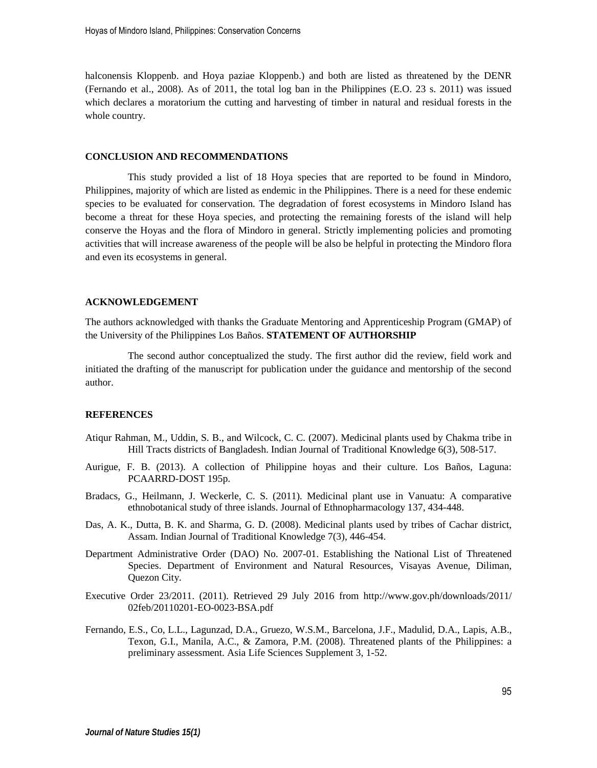halconensis Kloppenb. and Hoya paziae Kloppenb.) and both are listed as threatened by the DENR (Fernando et al., 2008). As of 2011, the total log ban in the Philippines (E.O. 23 s. 2011) was issued which declares a moratorium the cutting and harvesting of timber in natural and residual forests in the whole country.

## CONCLUSION AND RECOMMENDATIONS

This study provided a list of 18 Hoya species that are reported to be found in Mindoro, Philippines, majority of which are listed as endemic in the Philippines. There is a need for these endemic species to be evaluated for conservation. The degradation of forest ecosystems in Mindoro Island has become a threat for these Hoya species, and protecting the remaining forests of the island will help conserve the Hoyas and the flora of Mindoro in general. Strictly implementing policies and promoting activities that will increase awareness of the people will be also be helpful in protecting the Mindoro flora and even its ecosystems in general.

## ACKNOWLEDGEMENT

The authors acknowledged with thanks the Graduate Mentoring and Apprenticeship Program (GMAP) of the University of the Philippines Los Baños. **STATEMENT OF AUTHORSHIP**

The second author conceptualized the study. The first author did the review, field work and initiated the drafting of the manuscript for publication under the guidance and mentorship of the second author.

## REFERENCES

Atiqur Rahman, M., Uddin, S. B., and Wilcock, C. C. (2007). Medicinal plants used by Chakma tribe in Hill Tracts districts of Bangladesh. Indian Journal of Traditional Knowledge 6(3), 508-517.

Aurigue, F. B. (2013). A collection of Philippine hoyas and their culture. Los Baños, Laguna: PCAARRD-DOST 195p.

Bradacs, G., Heilmann, J. Weckerle, C. S. (2011). Medicinal plant use in Vanuatu: A comparative ethnobotanical study of three islands. Journal of Ethnopharmacology 137, 434-448.

Das, A. K., Dutta, B. K. and Sharma, G. D. (2008). Medicinal plants used by tribes of Cachar district, Assam. Indian Journal of Traditional Knowledge 7(3), 446-454.

Department Administrative Order (DAO) No. 2007-01. Establishing the National List of Threatened Species. Department of Environment and Natural Resources, Visayas Avenue, Diliman, Quezon City.

Executive Order 23/2011. (2011). Retrieved 29 July 2016 from http://www.gov.ph/downloads/2011/02feb/20110201-EO-0023-BSA.pdf

Fernando, E.S., Co, L.L., Lagunzad, D.A., Gruezo, W.S.M., Barcelona, J.F., Madulid, D.A., Lapis, A.B., Texon, G.I., Manila, A.C., & Zamora, P.M. (2008). Threatened plants of the Philippines: a preliminary assessment. Asia Life Sciences Supplement 3, 1-52.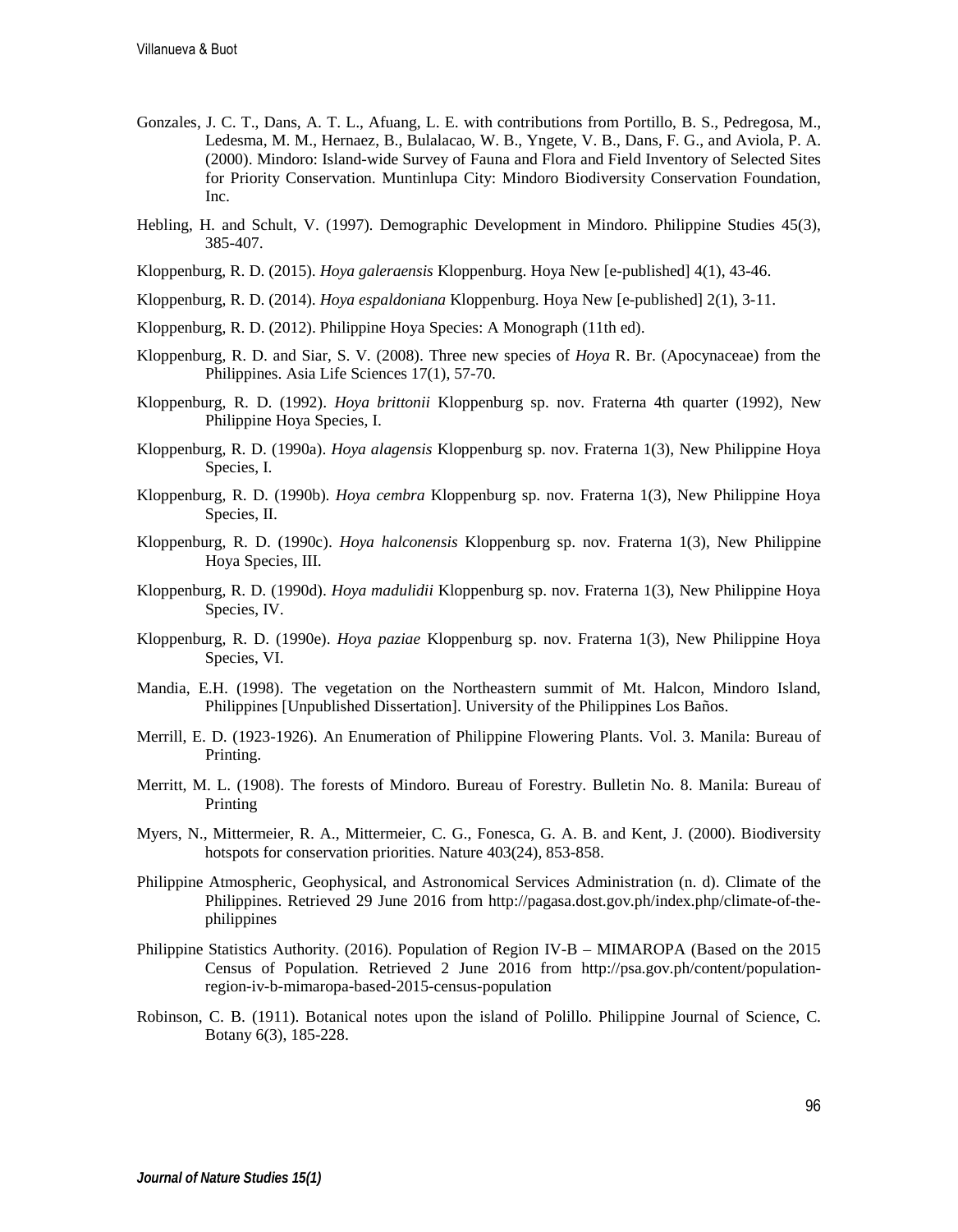Gonzales, J. C. T., Dans, A. T. L., Afuang, L. E. with contributions from Portillo, B. S., Pedregosa, M., Ledesma, M. M., Hernaez, B., Bulalacao, W. B., Yngete, V. B., Dans, F. G., and Aviola, P. A. (2000). Mindoro: Island-wide Survey of Fauna and Flora and Field Inventory of Selected Sites for Priority Conservation. Muntinlupa City: Mindoro Biodiversity Conservation Foundation, Inc.

Hebling, H. and Schult, V. (1997). Demographic Development in Mindoro. Philippine Studies 45(3), 385-407.

Kloppenburg, R. D. (2015). *Hoya galeraensis* Kloppenburg. Hoya New [e-published] 4(1), 43-46.

Kloppenburg, R. D. (2014). *Hoya espaldoniana* Kloppenburg. Hoya New [e-published] 2(1), 3-11.

Kloppenburg, R. D. (2012). Philippine Hoya Species: A Monograph (11th ed).

Kloppenburg, R. D. and Siar, S. V. (2008). Three new species of *Hoya* R. Br. (Apocynaceae) from the Philippines. Asia Life Sciences 17(1), 57-70.

Kloppenburg, R. D. (1992). *Hoya brittonii* Kloppenburg sp. nov. Fraterna 4th quarter (1992), New Philippine Hoya Species, I.

Kloppenburg, R. D. (1990a). *Hoya alagensis* Kloppenburg sp. nov. Fraterna 1(3), New Philippine Hoya Species, I.

Kloppenburg, R. D. (1990b). *Hoya cembra* Kloppenburg sp. nov. Fraterna 1(3), New Philippine Hoya Species, II.

Kloppenburg, R. D. (1990c). *Hoya halconensis* Kloppenburg sp. nov. Fraterna 1(3), New Philippine Hoya Species, III.

Kloppenburg, R. D. (1990d). *Hoya madulidii* Kloppenburg sp. nov. Fraterna 1(3), New Philippine Hoya Species, IV.

Kloppenburg, R. D. (1990e). *Hoya paziae* Kloppenburg sp. nov. Fraterna 1(3), New Philippine Hoya Species, VI.

Mandia, E.H. (1998). The vegetation on the Northeastern summit of Mt. Halcon, Mindoro Island, Philippines [Unpublished Dissertation]. University of the Philippines Los Baños.

Merrill, E. D. (1923-1926). An Enumeration of Philippine Flowering Plants. Vol. 3. Manila: Bureau of Printing.

Merritt, M. L. (1908). The forests of Mindoro. Bureau of Forestry. Bulletin No. 8. Manila: Bureau of Printing

Myers, N., Mittermeier, R. A., Mittermeier, C. G., Fonesca, G. A. B. and Kent, J. (2000). Biodiversity hotspots for conservation priorities. Nature 403(24), 853-858.

Philippine Atmospheric, Geophysical, and Astronomical Services Administration (n. d). Climate of the Philippines. Retrieved 29 June 2016 from http://pagasa.dost.gov.ph/index.php/climate-of-the-philippines

Philippine Statistics Authority. (2016). Population of Region IV-B – MIMAROPA (Based on the 2015 Census of Population. Retrieved 2 June 2016 from http://psa.gov.ph/content/population-region-iv-b-mimaropa-based-2015-census-population

Robinson, C. B. (1911). Botanical notes upon the island of Polillo. Philippine Journal of Science, C. Botany 6(3), 185-228.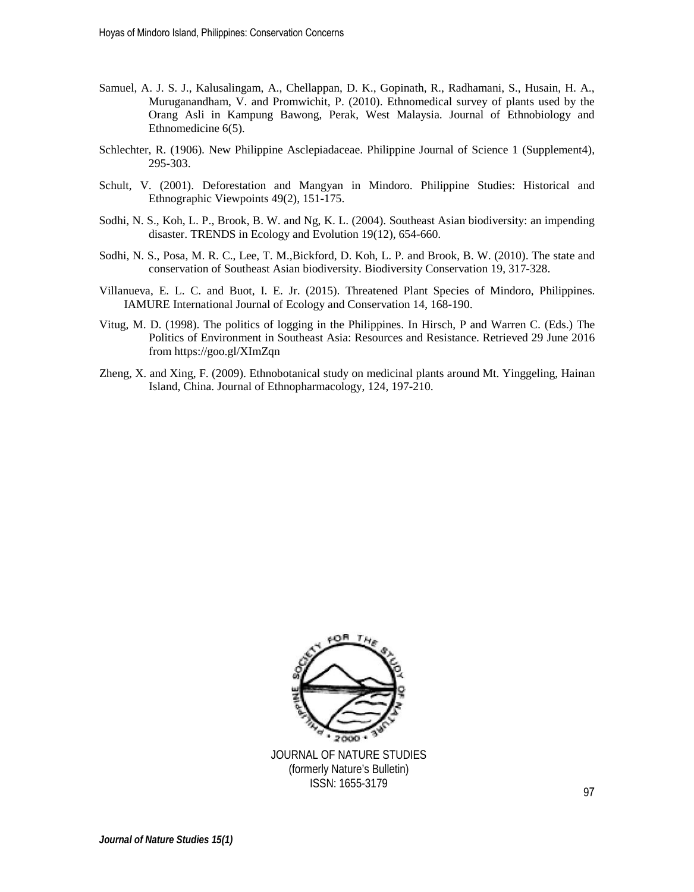Samuel, A. J. S. J., Kalusalingam, A., Chellappan, D. K., Gopinath, R., Radhamani, S., Husain, H. A., Muruganandham, V. and Promwichit, P. (2010). Ethnomedical survey of plants used by the Orang Asli in Kampung Bawong, Perak, West Malaysia. Journal of Ethnobiology and Ethnomedicine 6(5).

Schlechter, R. (1906). New Philippine Asclepiadaceae. Philippine Journal of Science 1 (Supplement4), 295-303.

Schult, V. (2001). Deforestation and Mangyan in Mindoro. Philippine Studies: Historical and Ethnographic Viewpoints 49(2), 151-175.

Sodhi, N. S., Koh, L. P., Brook, B. W. and Ng, K. L. (2004). Southeast Asian biodiversity: an impending disaster. TRENDS in Ecology and Evolution 19(12), 654-660.

Sodhi, N. S., Posa, M. R. C., Lee, T. M.,Bickford, D. Koh, L. P. and Brook, B. W. (2010). The state and conservation of Southeast Asian biodiversity. Biodiversity Conservation 19, 317-328.

Villanueva, E. L. C. and Buot, I. E. Jr. (2015). Threatened Plant Species of Mindoro, Philippines. IAMURE International Journal of Ecology and Conservation 14, 168-190.

Vitug, M. D. (1998). The politics of logging in the Philippines. In Hirsch, P and Warren C. (Eds.) The Politics of Environment in Southeast Asia: Resources and Resistance. Retrieved 29 June 2016 from https://goo.gl/XImZqn

Zheng, X. and Xing, F. (2009). Ethnobotanical study on medicinal plants around Mt. Yinggeling, Hainan Island, China. Journal of Ethnopharmacology, 124, 197-210.

JOURNAL OF NATURE STUDIES
(formerly Nature's Bulletin)
ISSN: 1655-3179